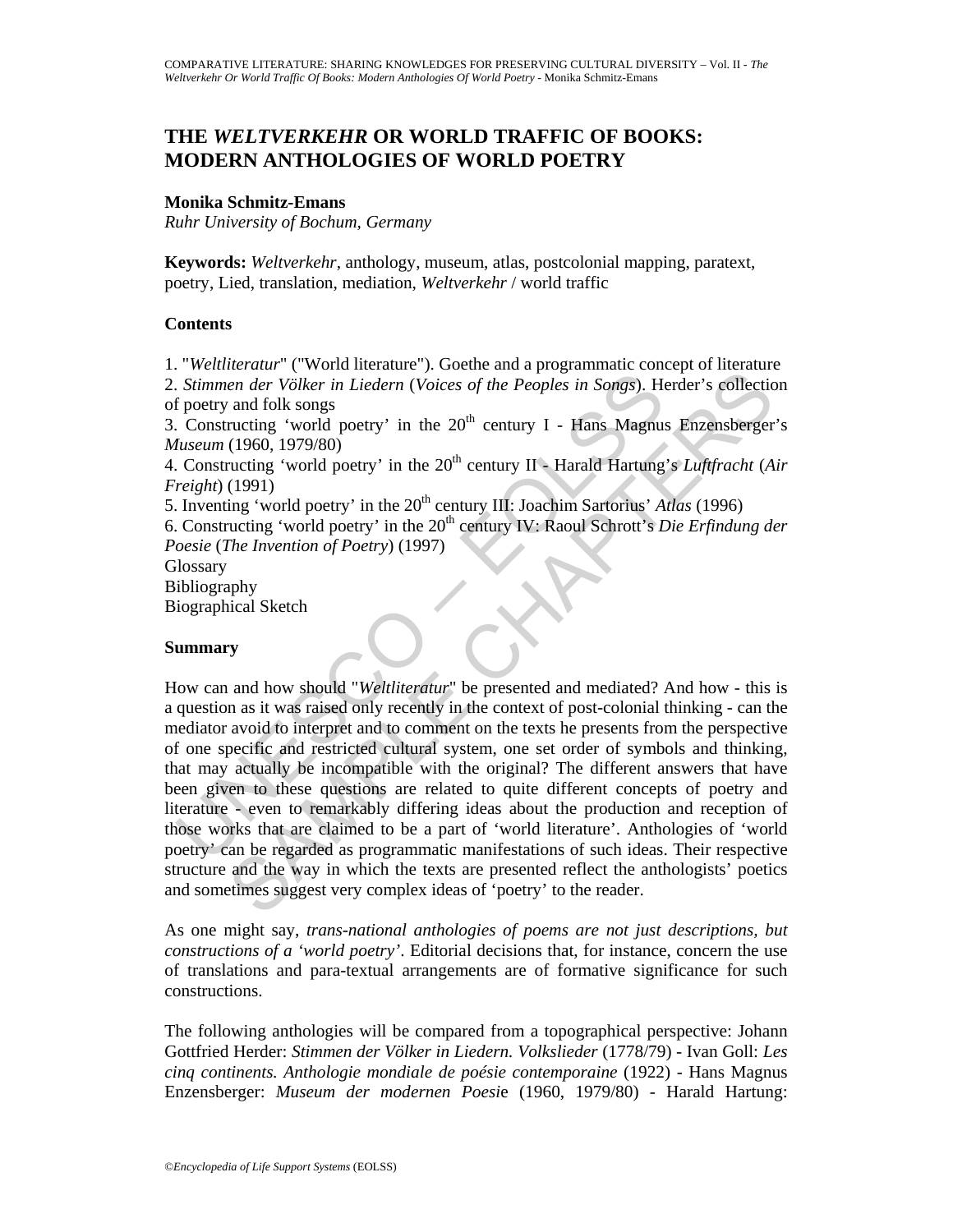# THE *WELTVERKEHR* OR WORLD TRAFFIC OF BOOKS: MODERN ANTHOLOGIES OF WORLD POETRY

**Monika Schmitz-Emans**

*Ruhr University of Bochum, Germany*

**Keywords:** *Weltverkehr*, anthology, museum, atlas, postcolonial mapping, paratext, poetry, Lied, translation, mediation, *Weltverkehr* / world traffic

## Contents

1. "*Weltliteratur*" ("World literature"). Goethe and a programmatic concept of literature
2. *Stimmen der Völker in Liedern* (*Voices of the Peoples in Songs*). Herder's collection of poetry and folk songs
3. Constructing 'world poetry' in the 20th century I - Hans Magnus Enzensberger's *Museum* (1960, 1979/80)
4. Constructing 'world poetry' in the 20th century II - Harald Hartung's *Luftfracht* (*Air Freight*) (1991)
5. Inventing 'world poetry' in the 20th century III: Joachim Sartorius' *Atlas* (1996)
6. Constructing 'world poetry' in the 20th century IV: Raoul Schrott's *Die Erfindung der Poesie* (*The Invention of Poetry*) (1997)

Glossary
Bibliography
Biographical Sketch

## Summary

How can and how should "*Weltliteratur*" be presented and mediated? And how - this is a question as it was raised only recently in the context of post-colonial thinking - can the mediator avoid to interpret and to comment on the texts he presents from the perspective of one specific and restricted cultural system, one set order of symbols and thinking, that may actually be incompatible with the original? The different answers that have been given to these questions are related to quite different concepts of poetry and literature - even to remarkably differing ideas about the production and reception of those works that are claimed to be a part of 'world literature'. Anthologies of 'world poetry' can be regarded as programmatic manifestations of such ideas. Their respective structure and the way in which the texts are presented reflect the anthologists' poetics and sometimes suggest very complex ideas of 'poetry' to the reader.

As one might say, *trans-national anthologies of poems are not just descriptions, but constructions of a 'world poetry'*. Editorial decisions that, for instance, concern the use of translations and para-textual arrangements are of formative significance for such constructions.

The following anthologies will be compared from a topographical perspective: Johann Gottfried Herder: *Stimmen der Völker in Liedern. Volkslieder* (1778/79) - Ivan Goll: *Les cinq continents. Anthologie mondiale de poésie contemporaine* (1922) - Hans Magnus Enzensberger: *Museum der modernen Poesie* (1960, 1979/80) - Harald Hartung: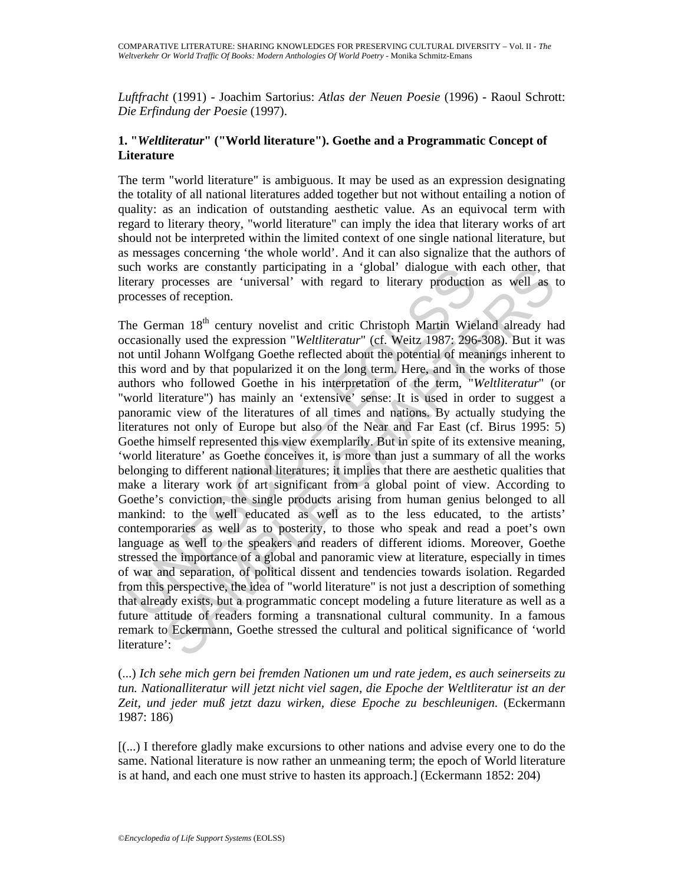*Luftfracht* (1991) - Joachim Sartorius: *Atlas der Neuen Poesie* (1996) - Raoul Schrott: *Die Erfindung der Poesie* (1997).

## 1. "*Weltliteratur*" ("World literature"). Goethe and a Programmatic Concept of Literature

The term "world literature" is ambiguous. It may be used as an expression designating the totality of all national literatures added together but not without entailing a notion of quality: as an indication of outstanding aesthetic value. As an equivocal term with regard to literary theory, "world literature" can imply the idea that literary works of art should not be interpreted within the limited context of one single national literature, but as messages concerning 'the whole world'. And it can also signalize that the authors of such works are constantly participating in a 'global' dialogue with each other, that literary processes are 'universal' with regard to literary production as well as to processes of reception.

The German 18th century novelist and critic Christoph Martin Wieland already had occasionally used the expression "*Weltliteratur*" (cf. Weitz 1987: 296-308). But it was not until Johann Wolfgang Goethe reflected about the potential of meanings inherent to this word and by that popularized it on the long term. Here, and in the works of those authors who followed Goethe in his interpretation of the term, "*Weltliteratur*" (or "world literature") has mainly an 'extensive' sense: It is used in order to suggest a panoramic view of the literatures of all times and nations. By actually studying the literatures not only of Europe but also of the Near and Far East (cf. Birus 1995: 5) Goethe himself represented this view exemplarily. But in spite of its extensive meaning, 'world literature' as Goethe conceives it, is more than just a summary of all the works belonging to different national literatures; it implies that there are aesthetic qualities that make a literary work of art significant from a global point of view. According to Goethe's conviction, the single products arising from human genius belonged to all mankind: to the well educated as well as to the less educated, to the artists' contemporaries as well as to posterity, to those who speak and read a poet's own language as well to the speakers and readers of different idioms. Moreover, Goethe stressed the importance of a global and panoramic view at literature, especially in times of war and separation, of political dissent and tendencies towards isolation. Regarded from this perspective, the idea of "world literature" is not just a description of something that already exists, but a programmatic concept modeling a future literature as well as a future attitude of readers forming a transnational cultural community. In a famous remark to Eckermann, Goethe stressed the cultural and political significance of 'world literature':

(...) *Ich sehe mich gern bei fremden Nationen um und rate jedem, es auch seinerseits zu tun. Nationalliteratur will jetzt nicht viel sagen, die Epoche der Weltliteratur ist an der Zeit, und jeder muß jetzt dazu wirken, diese Epoche zu beschleunigen.* (Eckermann 1987: 186)

[(...) I therefore gladly make excursions to other nations and advise every one to do the same. National literature is now rather an unmeaning term; the epoch of World literature is at hand, and each one must strive to hasten its approach.] (Eckermann 1852: 204)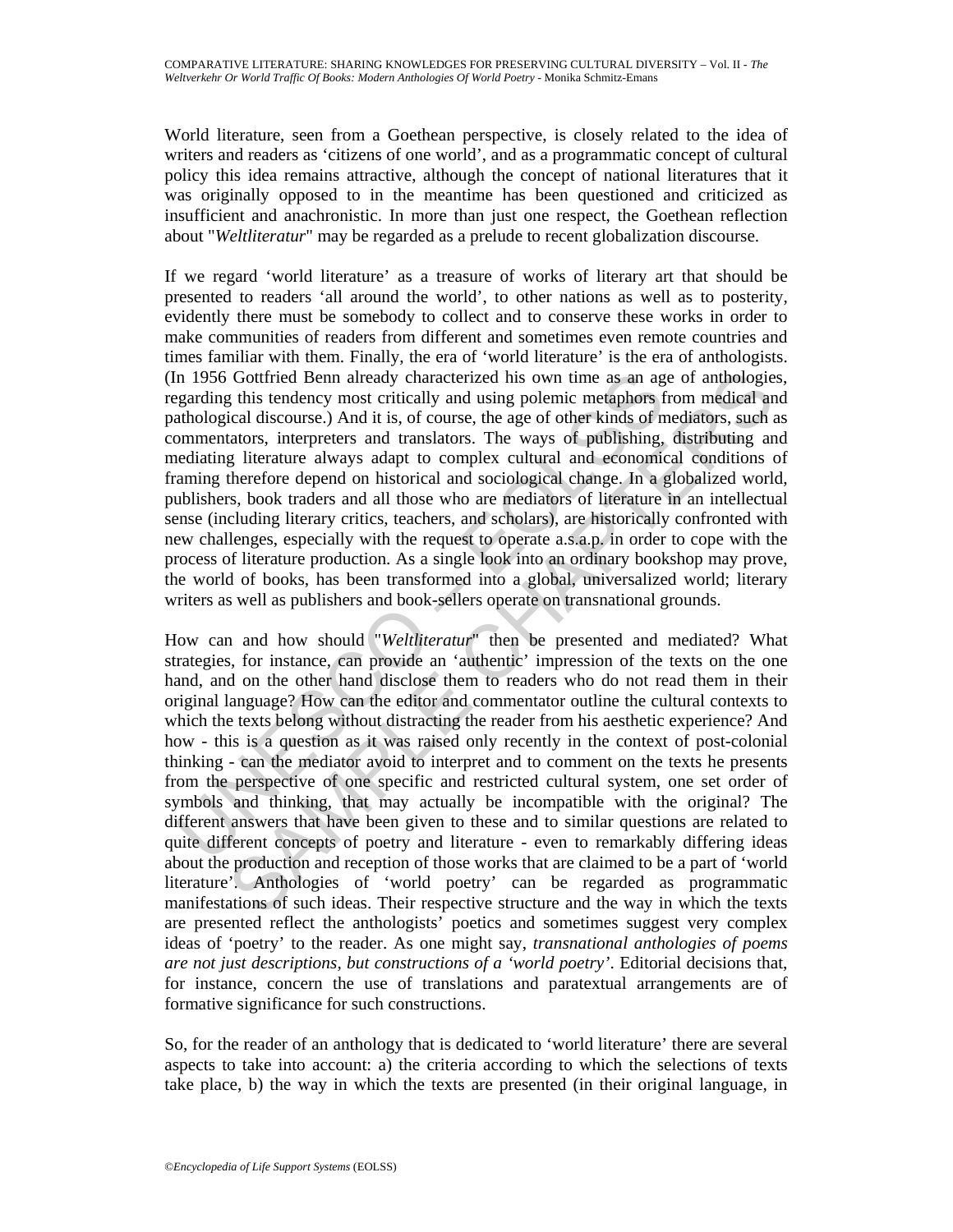World literature, seen from a Goethean perspective, is closely related to the idea of writers and readers as 'citizens of one world', and as a programmatic concept of cultural policy this idea remains attractive, although the concept of national literatures that it was originally opposed to in the meantime has been questioned and criticized as insufficient and anachronistic. In more than just one respect, the Goethean reflection about "*Weltliteratur*" may be regarded as a prelude to recent globalization discourse.

If we regard 'world literature' as a treasure of works of literary art that should be presented to readers 'all around the world', to other nations as well as to posterity, evidently there must be somebody to collect and to conserve these works in order to make communities of readers from different and sometimes even remote countries and times familiar with them. Finally, the era of 'world literature' is the era of anthologists. (In 1956 Gottfried Benn already characterized his own time as an age of anthologies, regarding this tendency most critically and using polemic metaphors from medical and pathological discourse.) And it is, of course, the age of other kinds of mediators, such as commentators, interpreters and translators. The ways of publishing, distributing and mediating literature always adapt to complex cultural and economical conditions of framing therefore depend on historical and sociological change. In a globalized world, publishers, book traders and all those who are mediators of literature in an intellectual sense (including literary critics, teachers, and scholars), are historically confronted with new challenges, especially with the request to operate a.s.a.p. in order to cope with the process of literature production. As a single look into an ordinary bookshop may prove, the world of books, has been transformed into a global, universalized world; literary writers as well as publishers and book-sellers operate on transnational grounds.

How can and how should "*Weltliteratur*" then be presented and mediated? What strategies, for instance, can provide an 'authentic' impression of the texts on the one hand, and on the other hand disclose them to readers who do not read them in their original language? How can the editor and commentator outline the cultural contexts to which the texts belong without distracting the reader from his aesthetic experience? And how - this is a question as it was raised only recently in the context of post-colonial thinking - can the mediator avoid to interpret and to comment on the texts he presents from the perspective of one specific and restricted cultural system, one set order of symbols and thinking, that may actually be incompatible with the original? The different answers that have been given to these and to similar questions are related to quite different concepts of poetry and literature - even to remarkably differing ideas about the production and reception of those works that are claimed to be a part of 'world literature'. Anthologies of 'world poetry' can be regarded as programmatic manifestations of such ideas. Their respective structure and the way in which the texts are presented reflect the anthologists' poetics and sometimes suggest very complex ideas of 'poetry' to the reader. As one might say, *transnational anthologies of poems are not just descriptions, but constructions of a 'world poetry'*. Editorial decisions that, for instance, concern the use of translations and paratextual arrangements are of formative significance for such constructions.

So, for the reader of an anthology that is dedicated to 'world literature' there are several aspects to take into account: a) the criteria according to which the selections of texts take place, b) the way in which the texts are presented (in their original language, in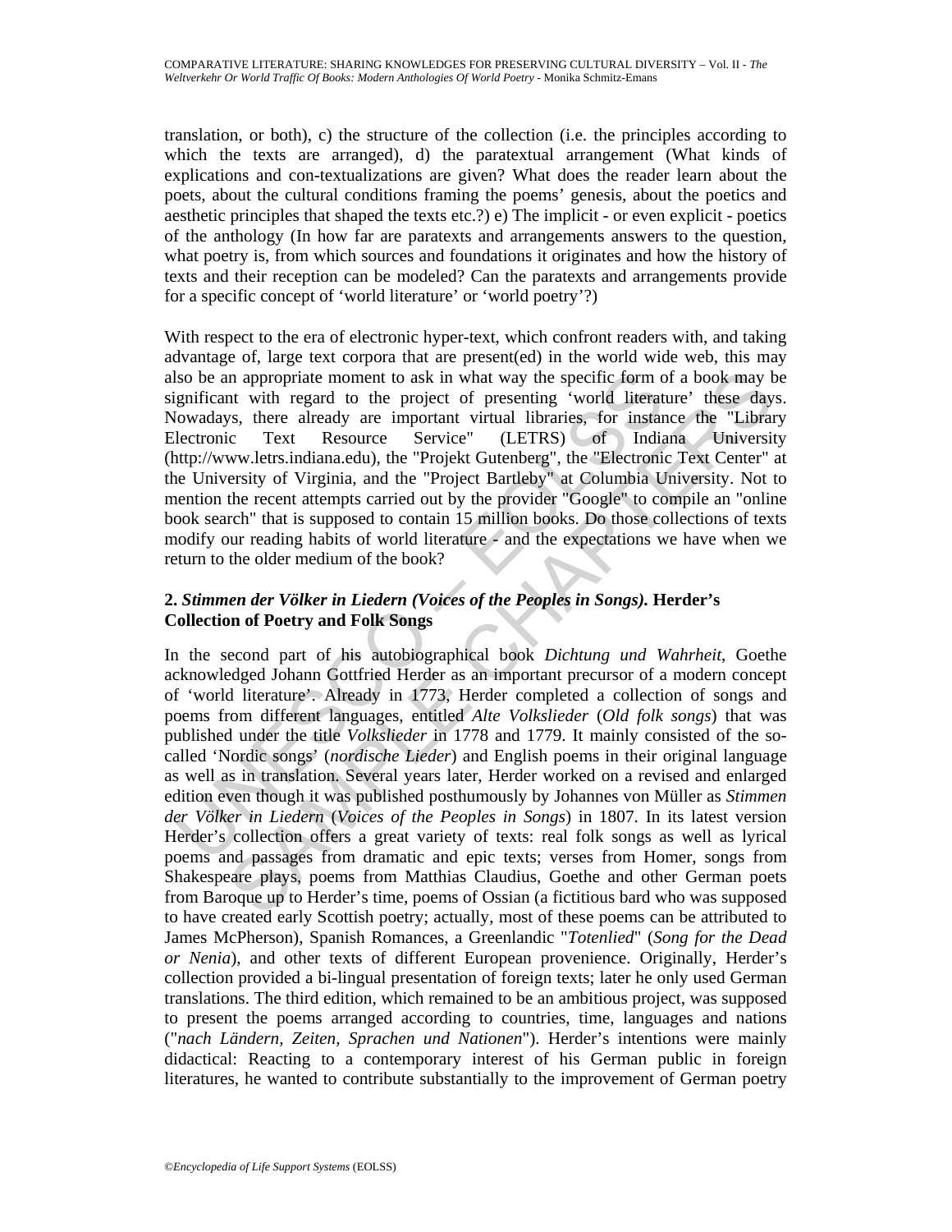translation, or both), c) the structure of the collection (i.e. the principles according to which the texts are arranged), d) the paratextual arrangement (What kinds of explications and con-textualizations are given? What does the reader learn about the poets, about the cultural conditions framing the poems' genesis, about the poetics and aesthetic principles that shaped the texts etc.?) e) The implicit - or even explicit - poetics of the anthology (In how far are paratexts and arrangements answers to the question, what poetry is, from which sources and foundations it originates and how the history of texts and their reception can be modeled? Can the paratexts and arrangements provide for a specific concept of 'world literature' or 'world poetry'?)

With respect to the era of electronic hyper-text, which confront readers with, and taking advantage of, large text corpora that are present(ed) in the world wide web, this may also be an appropriate moment to ask in what way the specific form of a book may be significant with regard to the project of presenting 'world literature' these days. Nowadays, there already are important virtual libraries, for instance the "Library Electronic Text Resource Service" (LETRS) of Indiana University (http://www.letrs.indiana.edu), the "Projekt Gutenberg", the "Electronic Text Center" at the University of Virginia, and the "Project Bartleby" at Columbia University. Not to mention the recent attempts carried out by the provider "Google" to compile an "online book search" that is supposed to contain 15 million books. Do those collections of texts modify our reading habits of world literature - and the expectations we have when we return to the older medium of the book?

## 2. *Stimmen der Völker in Liedern (Voices of the Peoples in Songs)*. Herder's Collection of Poetry and Folk Songs

In the second part of his autobiographical book *Dichtung und Wahrheit*, Goethe acknowledged Johann Gottfried Herder as an important precursor of a modern concept of 'world literature'. Already in 1773, Herder completed a collection of songs and poems from different languages, entitled *Alte Volkslieder* (*Old folk songs*) that was published under the title *Volkslieder* in 1778 and 1779. It mainly consisted of the so-called 'Nordic songs' (*nordische Lieder*) and English poems in their original language as well as in translation. Several years later, Herder worked on a revised and enlarged edition even though it was published posthumously by Johannes von Müller as *Stimmen der Völker in Liedern* (*Voices of the Peoples in Songs*) in 1807. In its latest version Herder's collection offers a great variety of texts: real folk songs as well as lyrical poems and passages from dramatic and epic texts; verses from Homer, songs from Shakespeare plays, poems from Matthias Claudius, Goethe and other German poets from Baroque up to Herder's time, poems of Ossian (a fictitious bard who was supposed to have created early Scottish poetry; actually, most of these poems can be attributed to James McPherson), Spanish Romances, a Greenlandic "*Totenlied*" (*Song for the Dead or Nenia*), and other texts of different European provenience. Originally, Herder's collection provided a bi-lingual presentation of foreign texts; later he only used German translations. The third edition, which remained to be an ambitious project, was supposed to present the poems arranged according to countries, time, languages and nations ("*nach Ländern, Zeiten, Sprachen und Nationen*"). Herder's intentions were mainly didactical: Reacting to a contemporary interest of his German public in foreign literatures, he wanted to contribute substantially to the improvement of German poetry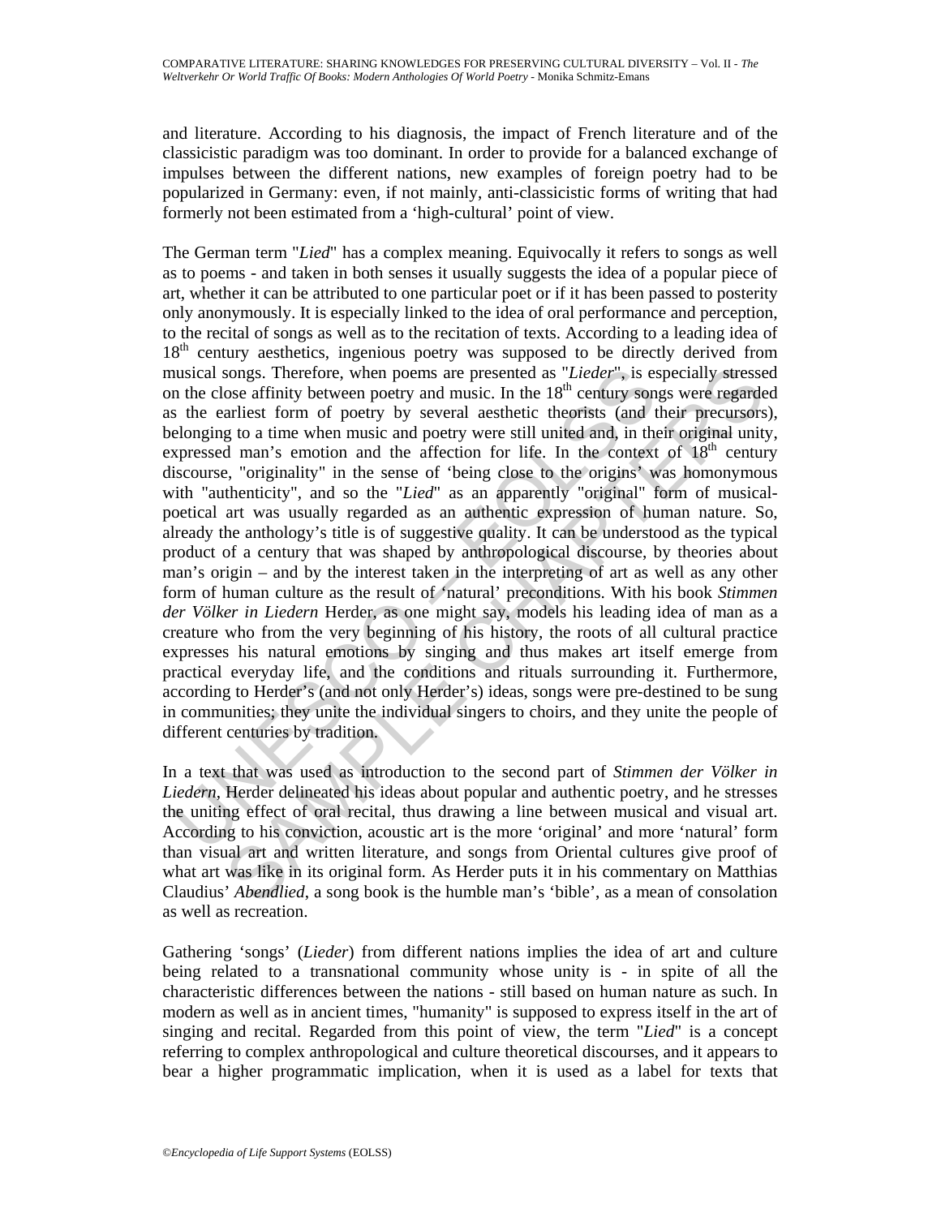and literature. According to his diagnosis, the impact of French literature and of the classicistic paradigm was too dominant. In order to provide for a balanced exchange of impulses between the different nations, new examples of foreign poetry had to be popularized in Germany: even, if not mainly, anti-classicistic forms of writing that had formerly not been estimated from a 'high-cultural' point of view.

The German term "*Lied*" has a complex meaning. Equivocally it refers to songs as well as to poems - and taken in both senses it usually suggests the idea of a popular piece of art, whether it can be attributed to one particular poet or if it has been passed to posterity only anonymously. It is especially linked to the idea of oral performance and perception, to the recital of songs as well as to the recitation of texts. According to a leading idea of 18th century aesthetics, ingenious poetry was supposed to be directly derived from musical songs. Therefore, when poems are presented as "*Lieder*", is especially stressed on the close affinity between poetry and music. In the 18th century songs were regarded as the earliest form of poetry by several aesthetic theorists (and their precursors), belonging to a time when music and poetry were still united and, in their original unity, expressed man's emotion and the affection for life. In the context of 18th century discourse, "originality" in the sense of 'being close to the origins' was homonymous with "authenticity", and so the "*Lied*" as an apparently "original" form of musical-poetical art was usually regarded as an authentic expression of human nature. So, already the anthology's title is of suggestive quality. It can be understood as the typical product of a century that was shaped by anthropological discourse, by theories about man's origin – and by the interest taken in the interpreting of art as well as any other form of human culture as the result of 'natural' preconditions. With his book *Stimmen der Völker in Liedern* Herder, as one might say, models his leading idea of man as a creature who from the very beginning of his history, the roots of all cultural practice expresses his natural emotions by singing and thus makes art itself emerge from practical everyday life, and the conditions and rituals surrounding it. Furthermore, according to Herder's (and not only Herder's) ideas, songs were pre-destined to be sung in communities; they unite the individual singers to choirs, and they unite the people of different centuries by tradition.

In a text that was used as introduction to the second part of *Stimmen der Völker in Liedern*, Herder delineated his ideas about popular and authentic poetry, and he stresses the uniting effect of oral recital, thus drawing a line between musical and visual art. According to his conviction, acoustic art is the more 'original' and more 'natural' form than visual art and written literature, and songs from Oriental cultures give proof of what art was like in its original form. As Herder puts it in his commentary on Matthias Claudius' *Abendlied*, a song book is the humble man's 'bible', as a mean of consolation as well as recreation.

Gathering 'songs' (*Lieder*) from different nations implies the idea of art and culture being related to a transnational community whose unity is - in spite of all the characteristic differences between the nations - still based on human nature as such. In modern as well as in ancient times, "humanity" is supposed to express itself in the art of singing and recital. Regarded from this point of view, the term "*Lied*" is a concept referring to complex anthropological and culture theoretical discourses, and it appears to bear a higher programmatic implication, when it is used as a label for texts that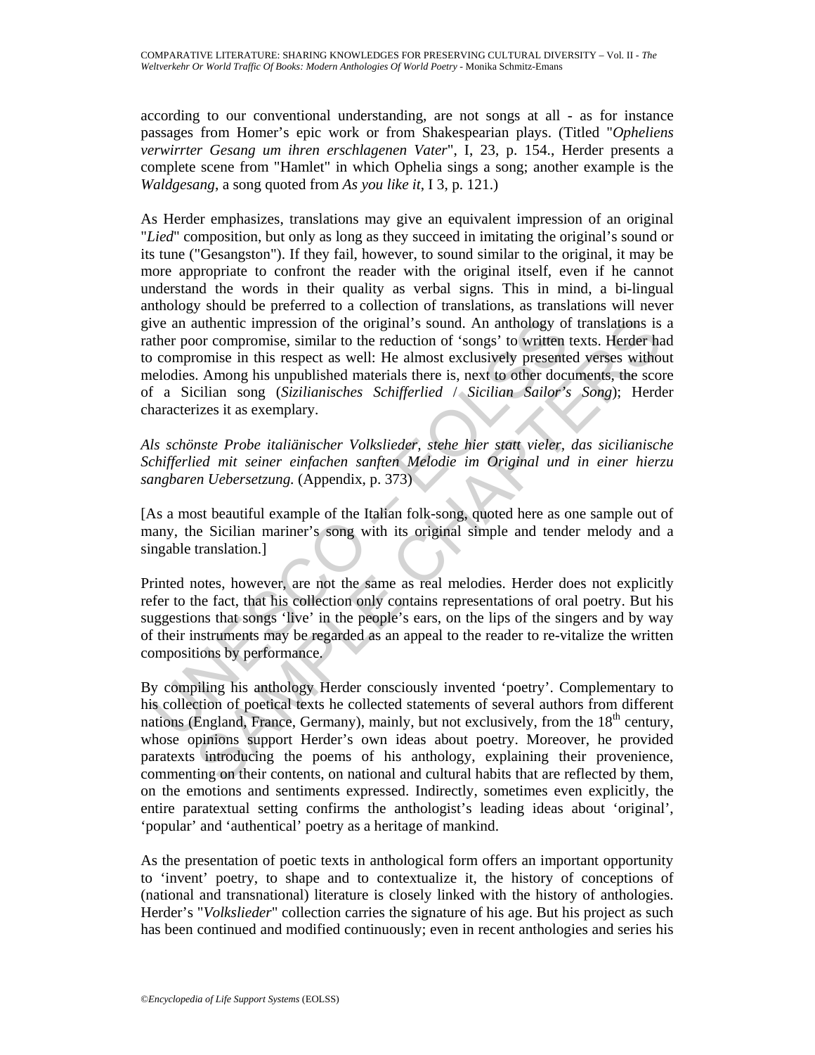according to our conventional understanding, are not songs at all - as for instance passages from Homer's epic work or from Shakespearian plays. (Titled "*Opheliens verwirrter Gesang um ihren erschlagenen Vater*", I, 23, p. 154., Herder presents a complete scene from "Hamlet" in which Ophelia sings a song; another example is the *Waldgesang*, a song quoted from *As you like it*, I 3, p. 121.)

As Herder emphasizes, translations may give an equivalent impression of an original "*Lied*" composition, but only as long as they succeed in imitating the original's sound or its tune ("Gesangston"). If they fail, however, to sound similar to the original, it may be more appropriate to confront the reader with the original itself, even if he cannot understand the words in their quality as verbal signs. This in mind, a bi-lingual anthology should be preferred to a collection of translations, as translations will never give an authentic impression of the original's sound. An anthology of translations is a rather poor compromise, similar to the reduction of 'songs' to written texts. Herder had to compromise in this respect as well: He almost exclusively presented verses without melodies. Among his unpublished materials there is, next to other documents, the score of a Sicilian song (*Sizilianisches Schifferlied* / *Sicilian Sailor's Song*); Herder characterizes it as exemplary.

*Als schönste Probe italiänischer Volkslieder, stehe hier statt vieler, das sicilianische Schifferlied mit seiner einfachen sanften Melodie im Original und in einer hierzu sangbaren Uebersetzung.* (Appendix, p. 373)

[As a most beautiful example of the Italian folk-song, quoted here as one sample out of many, the Sicilian mariner's song with its original simple and tender melody and a singable translation.]

Printed notes, however, are not the same as real melodies. Herder does not explicitly refer to the fact, that his collection only contains representations of oral poetry. But his suggestions that songs 'live' in the people's ears, on the lips of the singers and by way of their instruments may be regarded as an appeal to the reader to re-vitalize the written compositions by performance.

By compiling his anthology Herder consciously invented 'poetry'. Complementary to his collection of poetical texts he collected statements of several authors from different nations (England, France, Germany), mainly, but not exclusively, from the 18th century, whose opinions support Herder's own ideas about poetry. Moreover, he provided paratexts introducing the poems of his anthology, explaining their provenience, commenting on their contents, on national and cultural habits that are reflected by them, on the emotions and sentiments expressed. Indirectly, sometimes even explicitly, the entire paratextual setting confirms the anthologist's leading ideas about 'original', 'popular' and 'authentical' poetry as a heritage of mankind.

As the presentation of poetic texts in anthological form offers an important opportunity to 'invent' poetry, to shape and to contextualize it, the history of conceptions of (national and transnational) literature is closely linked with the history of anthologies. Herder's "*Volkslieder*" collection carries the signature of his age. But his project as such has been continued and modified continuously; even in recent anthologies and series his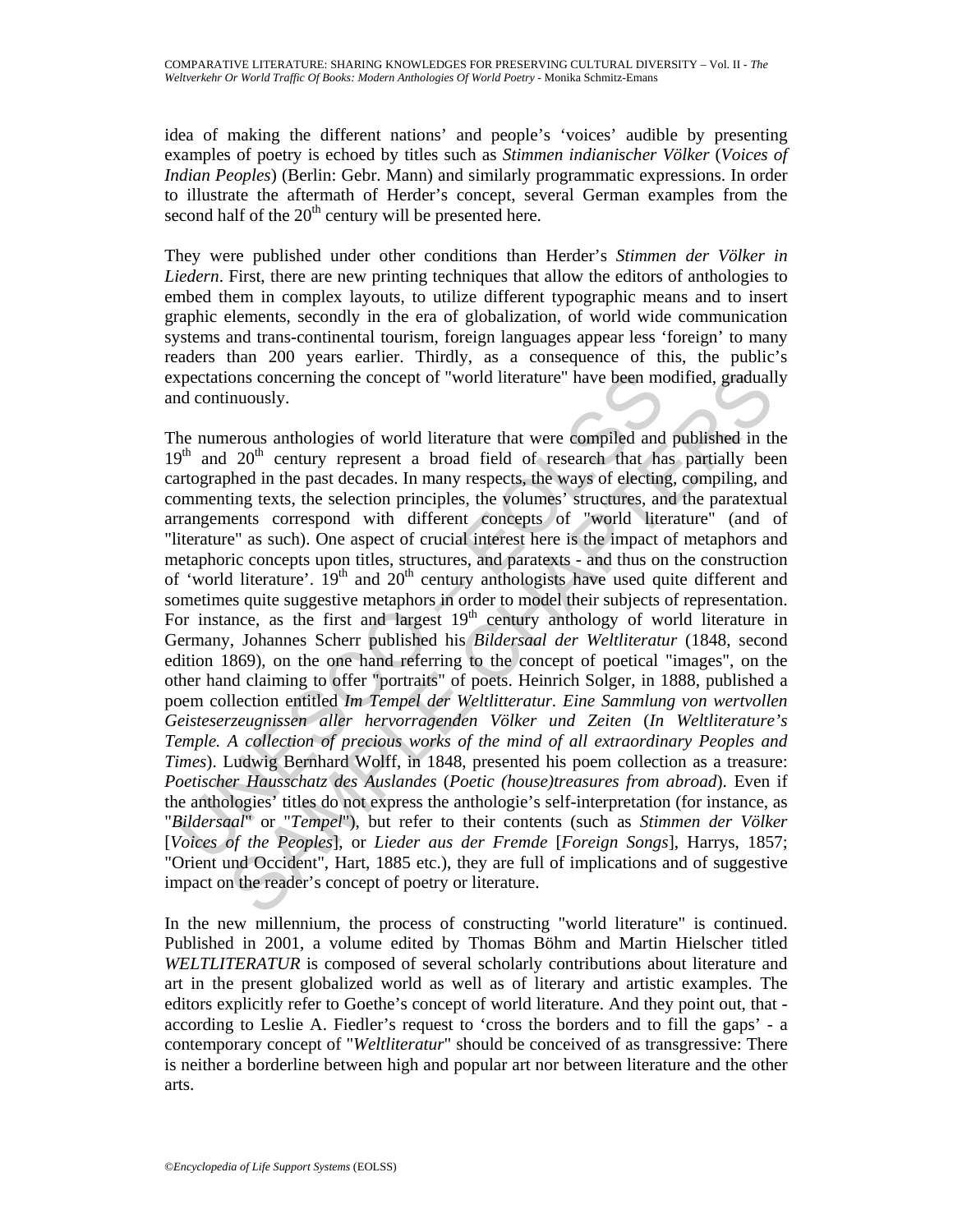idea of making the different nations' and people's 'voices' audible by presenting examples of poetry is echoed by titles such as *Stimmen indianischer Völker* (*Voices of Indian Peoples*) (Berlin: Gebr. Mann) and similarly programmatic expressions. In order to illustrate the aftermath of Herder's concept, several German examples from the second half of the 20$^{th}$ century will be presented here.

They were published under other conditions than Herder's *Stimmen der Völker in Liedern*. First, there are new printing techniques that allow the editors of anthologies to embed them in complex layouts, to utilize different typographic means and to insert graphic elements, secondly in the era of globalization, of world wide communication systems and trans-continental tourism, foreign languages appear less 'foreign' to many readers than 200 years earlier. Thirdly, as a consequence of this, the public's expectations concerning the concept of "world literature" have been modified, gradually and continuously.

The numerous anthologies of world literature that were compiled and published in the 19$^{th}$ and 20$^{th}$ century represent a broad field of research that has partially been cartographed in the past decades. In many respects, the ways of electing, compiling, and commenting texts, the selection principles, the volumes' structures, and the paratextual arrangements correspond with different concepts of "world literature" (and of "literature" as such). One aspect of crucial interest here is the impact of metaphors and metaphoric concepts upon titles, structures, and paratexts - and thus on the construction of 'world literature'. 19$^{th}$ and 20$^{th}$ century anthologists have used quite different and sometimes quite suggestive metaphors in order to model their subjects of representation. For instance, as the first and largest 19$^{th}$ century anthology of world literature in Germany, Johannes Scherr published his *Bildersaal der Weltliteratur* (1848, second edition 1869), on the one hand referring to the concept of poetical "images", on the other hand claiming to offer "portraits" of poets. Heinrich Solger, in 1888, published a poem collection entitled *Im Tempel der Weltlitteratur. Eine Sammlung von wertvollen Geisteserzeugnissen aller hervorragenden Völker und Zeiten* (*In Weltliterature's Temple. A collection of precious works of the mind of all extraordinary Peoples and Times*). Ludwig Bernhard Wolff, in 1848, presented his poem collection as a treasure: *Poetischer Hausschatz des Auslandes* (*Poetic (house)treasures from abroad*). Even if the anthologies' titles do not express the anthologie's self-interpretation (for instance, as "*Bildersaal*" or "*Tempel*"), but refer to their contents (such as *Stimmen der Völker* [*Voices of the Peoples*], or *Lieder aus der Fremde* [*Foreign Songs*], Harrys, 1857; "Orient und Occident", Hart, 1885 etc.), they are full of implications and of suggestive impact on the reader's concept of poetry or literature.

In the new millennium, the process of constructing "world literature" is continued. Published in 2001, a volume edited by Thomas Böhm and Martin Hielscher titled *WELTLITERATUR* is composed of several scholarly contributions about literature and art in the present globalized world as well as of literary and artistic examples. The editors explicitly refer to Goethe's concept of world literature. And they point out, that - according to Leslie A. Fiedler's request to 'cross the borders and to fill the gaps' - a contemporary concept of "*Weltliteratur*" should be conceived of as transgressive: There is neither a borderline between high and popular art nor between literature and the other arts.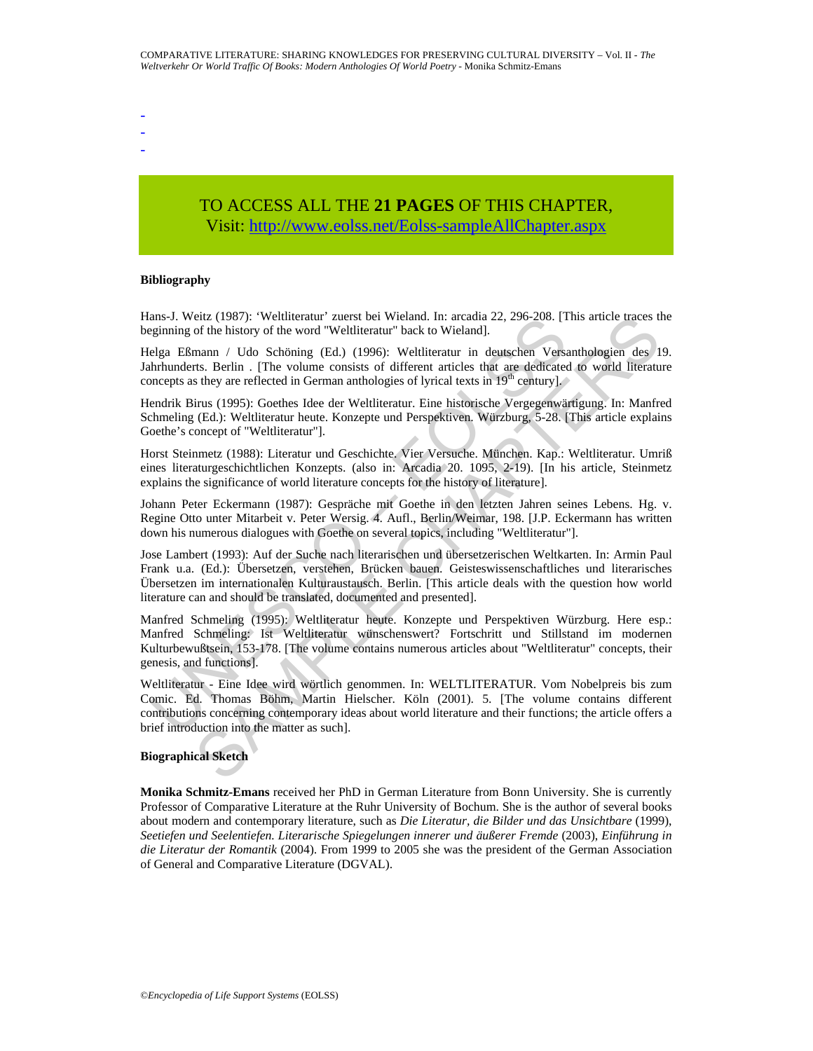-
-
-

TO ACCESS ALL THE **21 PAGES** OF THIS CHAPTER,
Visit: http://www.eolss.net/Eolss-sampleAllChapter.aspx

**Bibliography**

Hans-J. Weitz (1987): 'Weltliteratur' zuerst bei Wieland. In: arcadia 22, 296-208. [This article traces the beginning of the history of the word "Weltliteratur" back to Wieland].

Helga Eßmann / Udo Schöning (Ed.) (1996): Weltliteratur in deutschen Versanthologien des 19. Jahrhunderts. Berlin . [The volume consists of different articles that are dedicated to world literature concepts as they are reflected in German anthologies of lyrical texts in 19th century].

Hendrik Birus (1995): Goethes Idee der Weltliteratur. Eine historische Vergegenwärtigung. In: Manfred Schmeling (Ed.): Weltliteratur heute. Konzepte und Perspektiven. Würzburg, 5-28. [This article explains Goethe's concept of "Weltliteratur"].

Horst Steinmetz (1988): Literatur und Geschichte. Vier Versuche. München. Kap.: Weltliteratur. Umriß eines literaturgeschichtlichen Konzepts. (also in: Arcadia 20. 1095, 2-19). [In his article, Steinmetz explains the significance of world literature concepts for the history of literature].

Johann Peter Eckermann (1987): Gespräche mit Goethe in den letzten Jahren seines Lebens. Hg. v. Regine Otto unter Mitarbeit v. Peter Wersig. 4. Aufl., Berlin/Weimar, 198. [J.P. Eckermann has written down his numerous dialogues with Goethe on several topics, including "Weltliteratur"].

Jose Lambert (1993): Auf der Suche nach literarischen und übersetzerischen Weltkarten. In: Armin Paul Frank u.a. (Ed.): Übersetzen, verstehen, Brücken bauen. Geisteswissenschaftliches und literarisches Übersetzen im internationalen Kulturaustausch. Berlin. [This article deals with the question how world literature can and should be translated, documented and presented].

Manfred Schmeling (1995): Weltliteratur heute. Konzepte und Perspektiven Würzburg. Here esp.: Manfred Schmeling: Ist Weltliteratur wünschenswert? Fortschritt und Stillstand im modernen Kulturbewußtsein, 153-178. [The volume contains numerous articles about "Weltliteratur" concepts, their genesis, and functions].

Weltliteratur - Eine Idee wird wörtlich genommen. In: WELTLITERATUR. Vom Nobelpreis bis zum Comic. Ed. Thomas Böhm, Martin Hielscher. Köln (2001). 5. [The volume contains different contributions concerning contemporary ideas about world literature and their functions; the article offers a brief introduction into the matter as such].

**Biographical Sketch**

**Monika Schmitz-Emans** received her PhD in German Literature from Bonn University. She is currently Professor of Comparative Literature at the Ruhr University of Bochum. She is the author of several books about modern and contemporary literature, such as *Die Literatur, die Bilder und das Unsichtbare* (1999), *Seetiefen und Seelentiefen. Literarische Spiegelungen innerer und äußerer Fremde* (2003), *Einführung in die Literatur der Romantik* (2004). From 1999 to 2005 she was the president of the German Association of General and Comparative Literature (DGVAL).